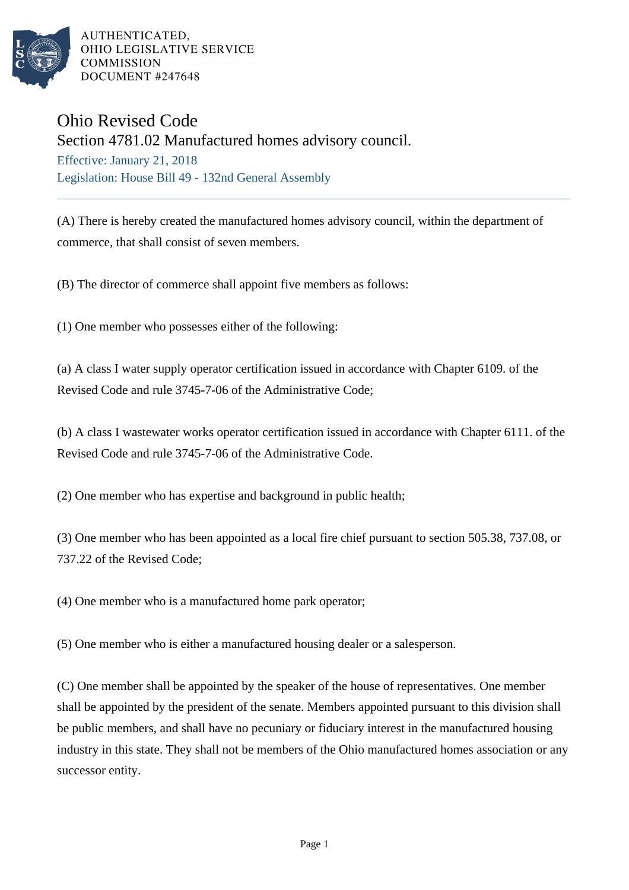AUTHENTICATED,
OHIO LEGISLATIVE SERVICE
COMMISSION
DOCUMENT #247648

# Ohio Revised Code

## Section 4781.02 Manufactured homes advisory council.

Effective: January 21, 2018

Legislation: House Bill 49 - 132nd General Assembly

---

(A) There is hereby created the manufactured homes advisory council, within the department of commerce, that shall consist of seven members.

(B) The director of commerce shall appoint five members as follows:

(1) One member who possesses either of the following:

(a) A class I water supply operator certification issued in accordance with Chapter 6109. of the Revised Code and rule 3745-7-06 of the Administrative Code;

(b) A class I wastewater works operator certification issued in accordance with Chapter 6111. of the Revised Code and rule 3745-7-06 of the Administrative Code.

(2) One member who has expertise and background in public health;

(3) One member who has been appointed as a local fire chief pursuant to section 505.38, 737.08, or 737.22 of the Revised Code;

(4) One member who is a manufactured home park operator;

(5) One member who is either a manufactured housing dealer or a salesperson.

(C) One member shall be appointed by the speaker of the house of representatives. One member shall be appointed by the president of the senate. Members appointed pursuant to this division shall be public members, and shall have no pecuniary or fiduciary interest in the manufactured housing industry in this state. They shall not be members of the Ohio manufactured homes association or any successor entity.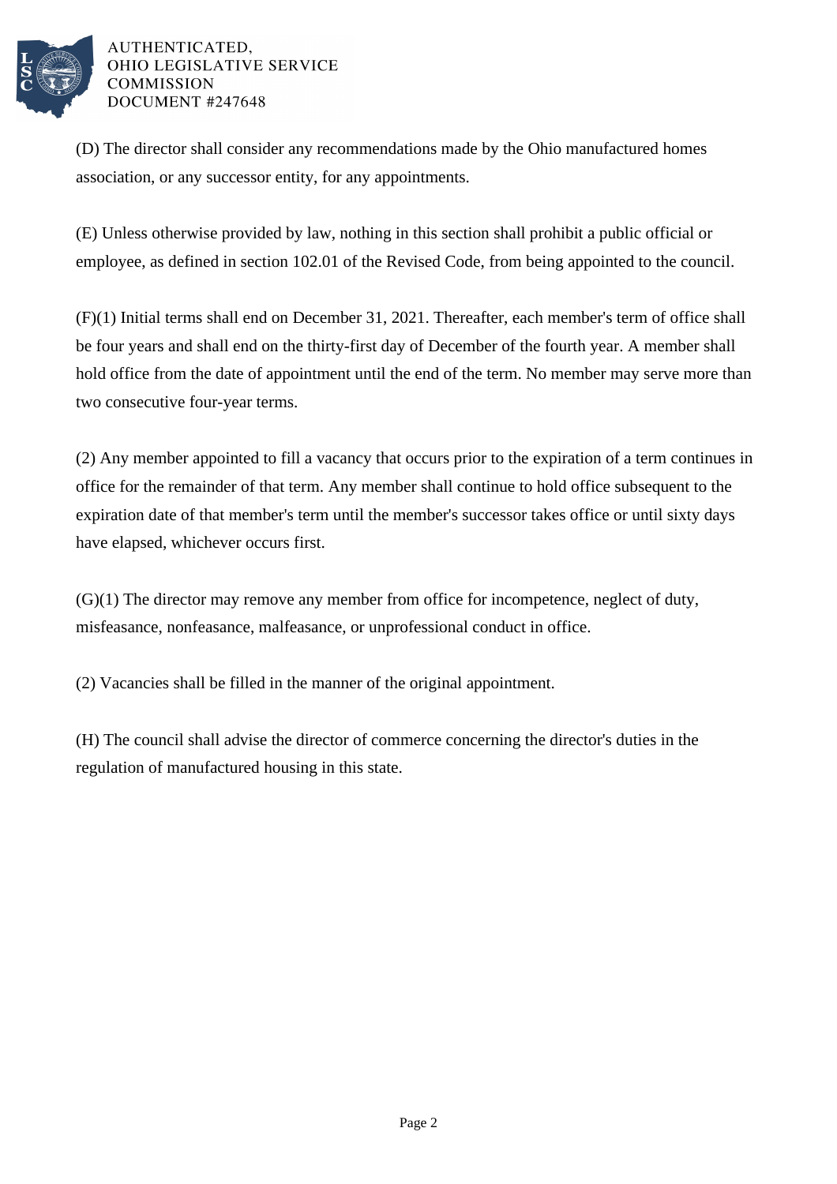(D) The director shall consider any recommendations made by the Ohio manufactured homes association, or any successor entity, for any appointments.

(E) Unless otherwise provided by law, nothing in this section shall prohibit a public official or employee, as defined in section 102.01 of the Revised Code, from being appointed to the council.

(F)(1) Initial terms shall end on December 31, 2021. Thereafter, each member's term of office shall be four years and shall end on the thirty-first day of December of the fourth year. A member shall hold office from the date of appointment until the end of the term. No member may serve more than two consecutive four-year terms.

(2) Any member appointed to fill a vacancy that occurs prior to the expiration of a term continues in office for the remainder of that term. Any member shall continue to hold office subsequent to the expiration date of that member's term until the member's successor takes office or until sixty days have elapsed, whichever occurs first.

(G)(1) The director may remove any member from office for incompetence, neglect of duty, misfeasance, nonfeasance, malfeasance, or unprofessional conduct in office.

(2) Vacancies shall be filled in the manner of the original appointment.

(H) The council shall advise the director of commerce concerning the director's duties in the regulation of manufactured housing in this state.